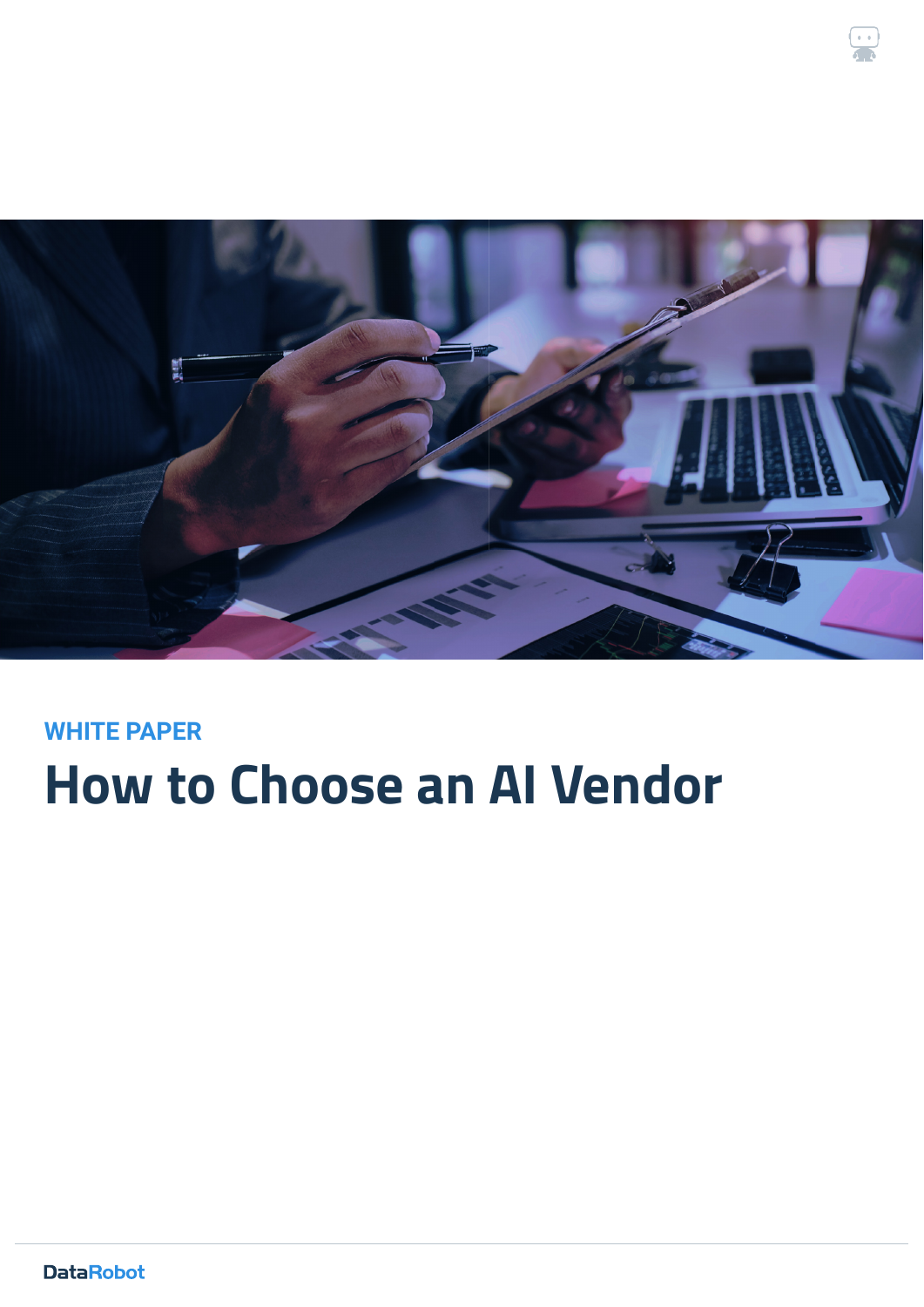WHITE PAPER

# How to Choose an AI Vendor

DataRobot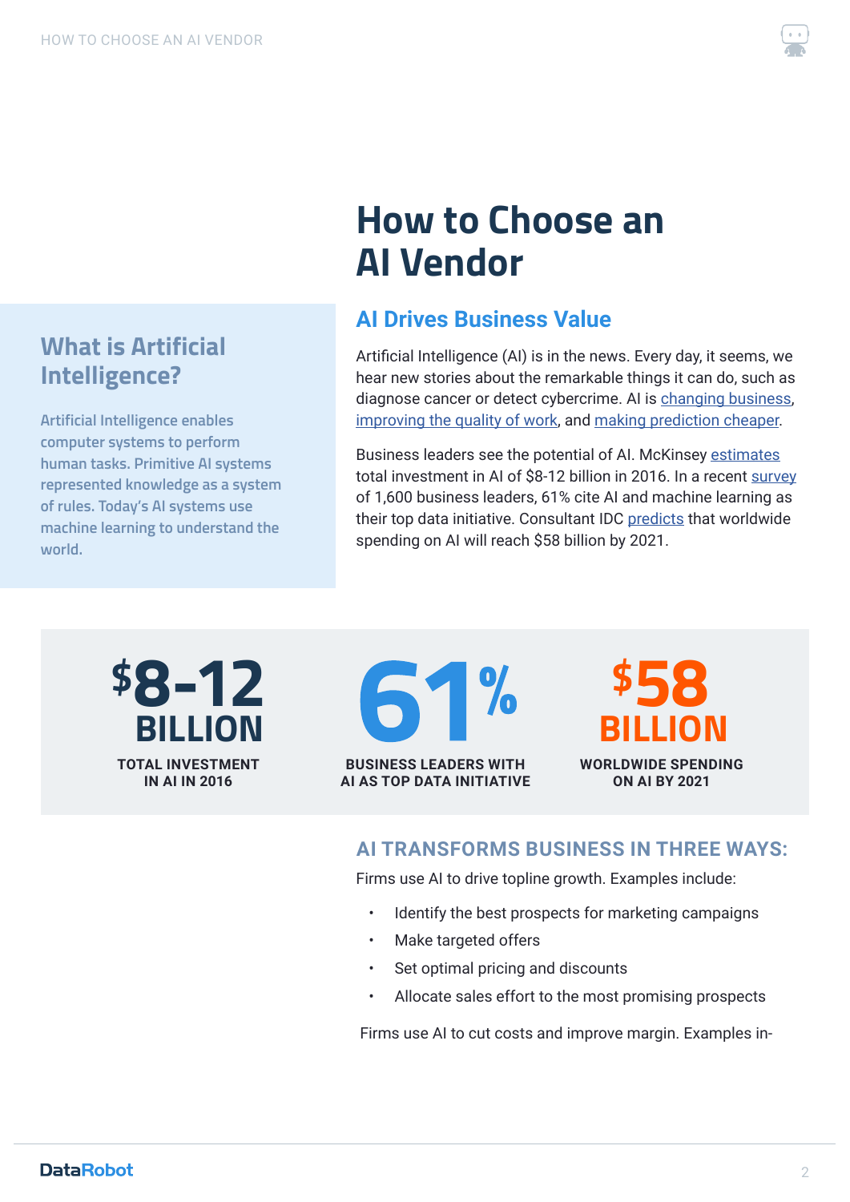# How to Choose an AI Vendor

## What is Artificial Intelligence?

Artificial Intelligence enables computer systems to perform human tasks. Primitive AI systems represented knowledge as a system of rules. Today's AI systems use machine learning to understand the world.

## AI Drives Business Value

Artificial Intelligence (AI) is in the news. Every day, it seems, we hear new stories about the remarkable things it can do, such as diagnose cancer or detect cybercrime. AI is changing business, improving the quality of work, and making prediction cheaper.

Business leaders see the potential of AI. McKinsey estimates total investment in AI of $8-12 billion in 2016. In a recent survey of 1,600 business leaders, 61% cite AI and machine learning as their top data initiative. Consultant IDC predicts that worldwide spending on AI will reach $58 billion by 2021.

**$8-12 BILLION**
TOTAL INVESTMENT IN AI IN 2016

**61%**
BUSINESS LEADERS WITH AI AS TOP DATA INITIATIVE

**$58 BILLION**
WORLDWIDE SPENDING ON AI BY 2021

### AI TRANSFORMS BUSINESS IN THREE WAYS:

Firms use AI to drive topline growth. Examples include:

- Identify the best prospects for marketing campaigns
- Make targeted offers
- Set optimal pricing and discounts
- Allocate sales effort to the most promising prospects

Firms use AI to cut costs and improve margin. Examples in-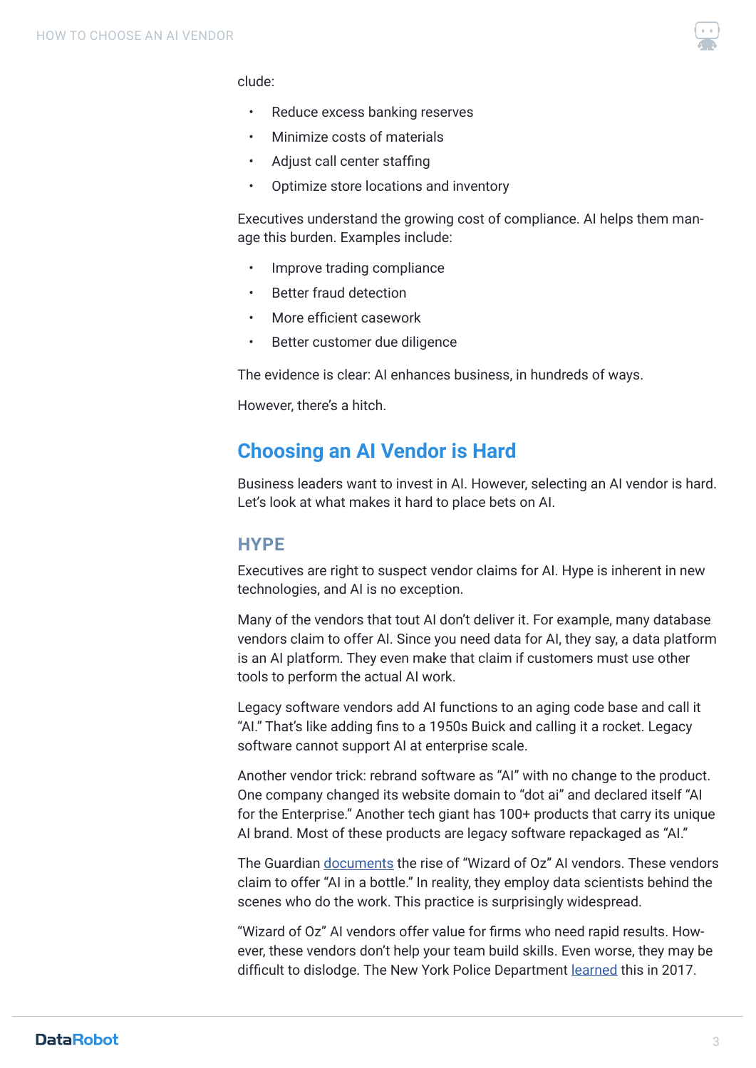clude:

- Reduce excess banking reserves
- Minimize costs of materials
- Adjust call center staffing
- Optimize store locations and inventory

Executives understand the growing cost of compliance. AI helps them manage this burden. Examples include:

- Improve trading compliance
- Better fraud detection
- More efficient casework
- Better customer due diligence

The evidence is clear: AI enhances business, in hundreds of ways.

However, there's a hitch.

## Choosing an AI Vendor is Hard

Business leaders want to invest in AI. However, selecting an AI vendor is hard. Let's look at what makes it hard to place bets on AI.

### HYPE

Executives are right to suspect vendor claims for AI. Hype is inherent in new technologies, and AI is no exception.

Many of the vendors that tout AI don't deliver it. For example, many database vendors claim to offer AI. Since you need data for AI, they say, a data platform is an AI platform. They even make that claim if customers must use other tools to perform the actual AI work.

Legacy software vendors add AI functions to an aging code base and call it "AI." That's like adding fins to a 1950s Buick and calling it a rocket. Legacy software cannot support AI at enterprise scale.

Another vendor trick: rebrand software as "AI" with no change to the product. One company changed its website domain to "dot ai" and declared itself "AI for the Enterprise." Another tech giant has 100+ products that carry its unique AI brand. Most of these products are legacy software repackaged as "AI."

The Guardian documents the rise of "Wizard of Oz" AI vendors. These vendors claim to offer "AI in a bottle." In reality, they employ data scientists behind the scenes who do the work. This practice is surprisingly widespread.

"Wizard of Oz" AI vendors offer value for firms who need rapid results. However, these vendors don't help your team build skills. Even worse, they may be difficult to dislodge. The New York Police Department learned this in 2017.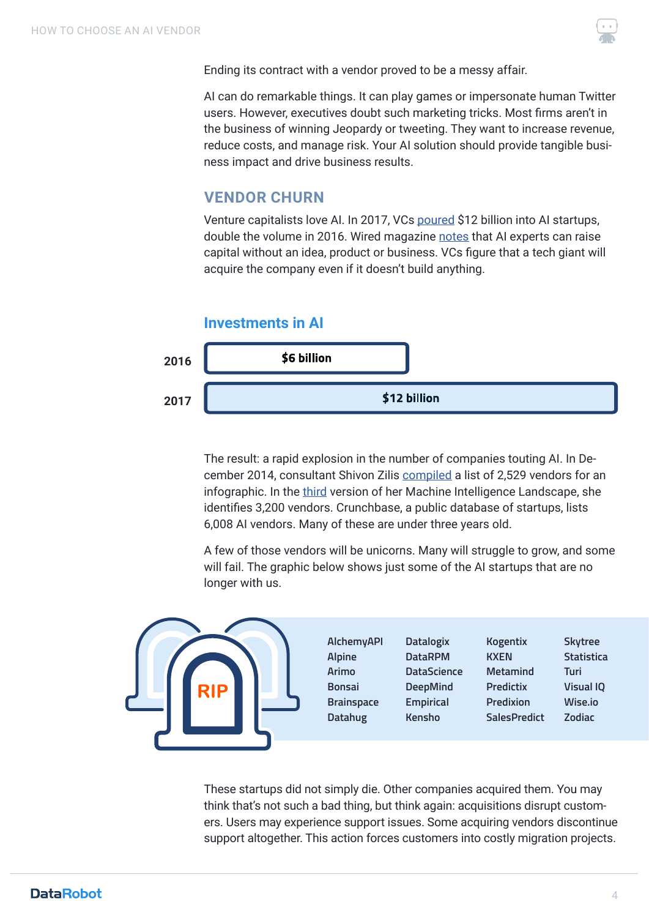Ending its contract with a vendor proved to be a messy affair.

AI can do remarkable things. It can play games or impersonate human Twitter users. However, executives doubt such marketing tricks. Most firms aren't in the business of winning Jeopardy or tweeting. They want to increase revenue, reduce costs, and manage risk. Your AI solution should provide tangible business impact and drive business results.

## VENDOR CHURN

Venture capitalists love AI. In 2017, VCs poured $12 billion into AI startups, double the volume in 2016. Wired magazine notes that AI experts can raise capital without an idea, product or business. VCs figure that a tech giant will acquire the company even if it doesn't build anything.

### Investments in AI

| Year | Investment |
|---|---|
| 2016 | $6 billion |
| 2017 | $12 billion |

The result: a rapid explosion in the number of companies touting AI. In December 2014, consultant Shivon Zilis compiled a list of 2,529 vendors for an infographic. In the third version of her Machine Intelligence Landscape, she identifies 3,200 vendors. Crunchbase, a public database of startups, lists 6,008 AI vendors. Many of these are under three years old.

A few of those vendors will be unicorns. Many will struggle to grow, and some will fail. The graphic below shows just some of the AI startups that are no longer with us.

RIP

| | | | |
|---|---|---|---|
| AlchemyAPI | Datalogix | Kogentix | Skytree |
| Alpine | DataRPM | KXEN | Statistica |
| Arimo | DataScience | Metamind | Turi |
| Bonsai | DeepMind | Predictix | Visual IQ |
| Brainspace | Empirical | Predixion | Wise.io |
| Datahug | Kensho | SalesPredict | Zodiac |

These startups did not simply die. Other companies acquired them. You may think that's not such a bad thing, but think again: acquisitions disrupt customers. Users may experience support issues. Some acquiring vendors discontinue support altogether. This action forces customers into costly migration projects.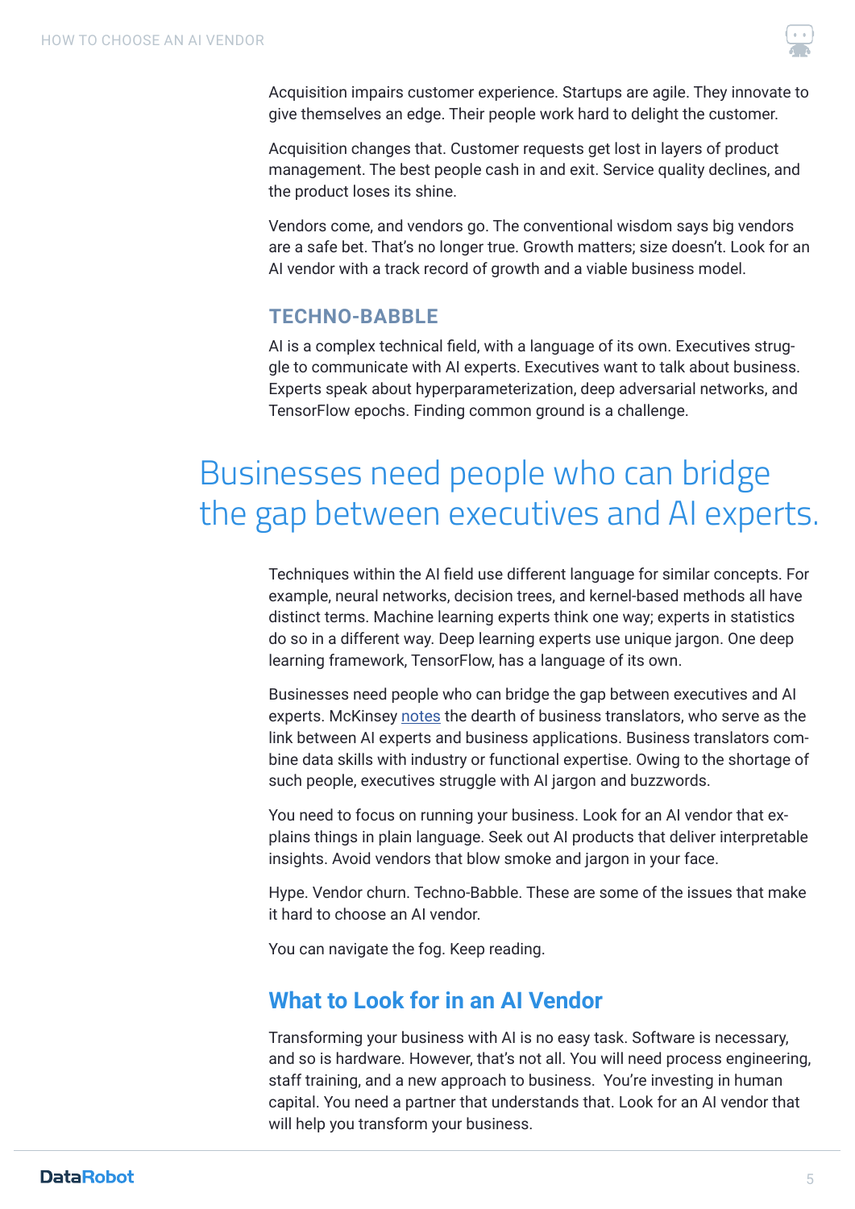Acquisition impairs customer experience. Startups are agile. They innovate to give themselves an edge. Their people work hard to delight the customer.

Acquisition changes that. Customer requests get lost in layers of product management. The best people cash in and exit. Service quality declines, and the product loses its shine.

Vendors come, and vendors go. The conventional wisdom says big vendors are a safe bet. That's no longer true. Growth matters; size doesn't. Look for an AI vendor with a track record of growth and a viable business model.

### TECHNO-BABBLE

AI is a complex technical field, with a language of its own. Executives struggle to communicate with AI experts. Executives want to talk about business. Experts speak about hyperparameterization, deep adversarial networks, and TensorFlow epochs. Finding common ground is a challenge.

> Businesses need people who can bridge the gap between executives and AI experts.

Techniques within the AI field use different language for similar concepts. For example, neural networks, decision trees, and kernel-based methods all have distinct terms. Machine learning experts think one way; experts in statistics do so in a different way. Deep learning experts use unique jargon. One deep learning framework, TensorFlow, has a language of its own.

Businesses need people who can bridge the gap between executives and AI experts. McKinsey notes the dearth of business translators, who serve as the link between AI experts and business applications. Business translators combine data skills with industry or functional expertise. Owing to the shortage of such people, executives struggle with AI jargon and buzzwords.

You need to focus on running your business. Look for an AI vendor that explains things in plain language. Seek out AI products that deliver interpretable insights. Avoid vendors that blow smoke and jargon in your face.

Hype. Vendor churn. Techno-Babble. These are some of the issues that make it hard to choose an AI vendor.

You can navigate the fog. Keep reading.

## What to Look for in an AI Vendor

Transforming your business with AI is no easy task. Software is necessary, and so is hardware. However, that's not all. You will need process engineering, staff training, and a new approach to business. You're investing in human capital. You need a partner that understands that. Look for an AI vendor that will help you transform your business.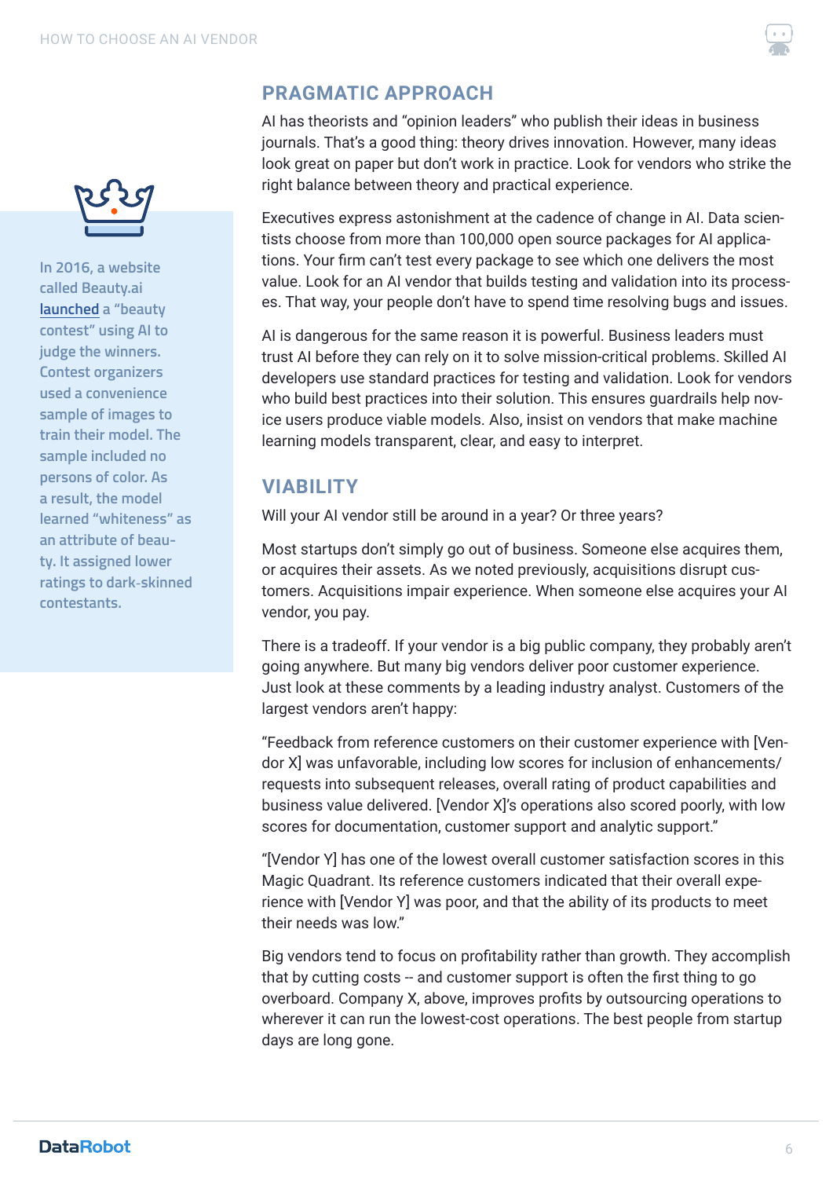> In 2016, a website called Beauty.ai launched a "beauty contest" using AI to judge the winners. Contest organizers used a convenience sample of images to train their model. The sample included no persons of color. As a result, the model learned "whiteness" as an attribute of beauty. It assigned lower ratings to dark-skinned contestants.

## PRAGMATIC APPROACH

AI has theorists and "opinion leaders" who publish their ideas in business journals. That's a good thing: theory drives innovation. However, many ideas look great on paper but don't work in practice. Look for vendors who strike the right balance between theory and practical experience.

Executives express astonishment at the cadence of change in AI. Data scientists choose from more than 100,000 open source packages for AI applications. Your firm can't test every package to see which one delivers the most value. Look for an AI vendor that builds testing and validation into its processes. That way, your people don't have to spend time resolving bugs and issues.

AI is dangerous for the same reason it is powerful. Business leaders must trust AI before they can rely on it to solve mission-critical problems. Skilled AI developers use standard practices for testing and validation. Look for vendors who build best practices into their solution. This ensures guardrails help novice users produce viable models. Also, insist on vendors that make machine learning models transparent, clear, and easy to interpret.

## VIABILITY

Will your AI vendor still be around in a year? Or three years?

Most startups don't simply go out of business. Someone else acquires them, or acquires their assets. As we noted previously, acquisitions disrupt customers. Acquisitions impair experience. When someone else acquires your AI vendor, you pay.

There is a tradeoff. If your vendor is a big public company, they probably aren't going anywhere. But many big vendors deliver poor customer experience. Just look at these comments by a leading industry analyst. Customers of the largest vendors aren't happy:

"Feedback from reference customers on their customer experience with [Vendor X] was unfavorable, including low scores for inclusion of enhancements/requests into subsequent releases, overall rating of product capabilities and business value delivered. [Vendor X]'s operations also scored poorly, with low scores for documentation, customer support and analytic support."

"[Vendor Y] has one of the lowest overall customer satisfaction scores in this Magic Quadrant. Its reference customers indicated that their overall experience with [Vendor Y] was poor, and that the ability of its products to meet their needs was low."

Big vendors tend to focus on profitability rather than growth. They accomplish that by cutting costs -- and customer support is often the first thing to go overboard. Company X, above, improves profits by outsourcing operations to wherever it can run the lowest-cost operations. The best people from startup days are long gone.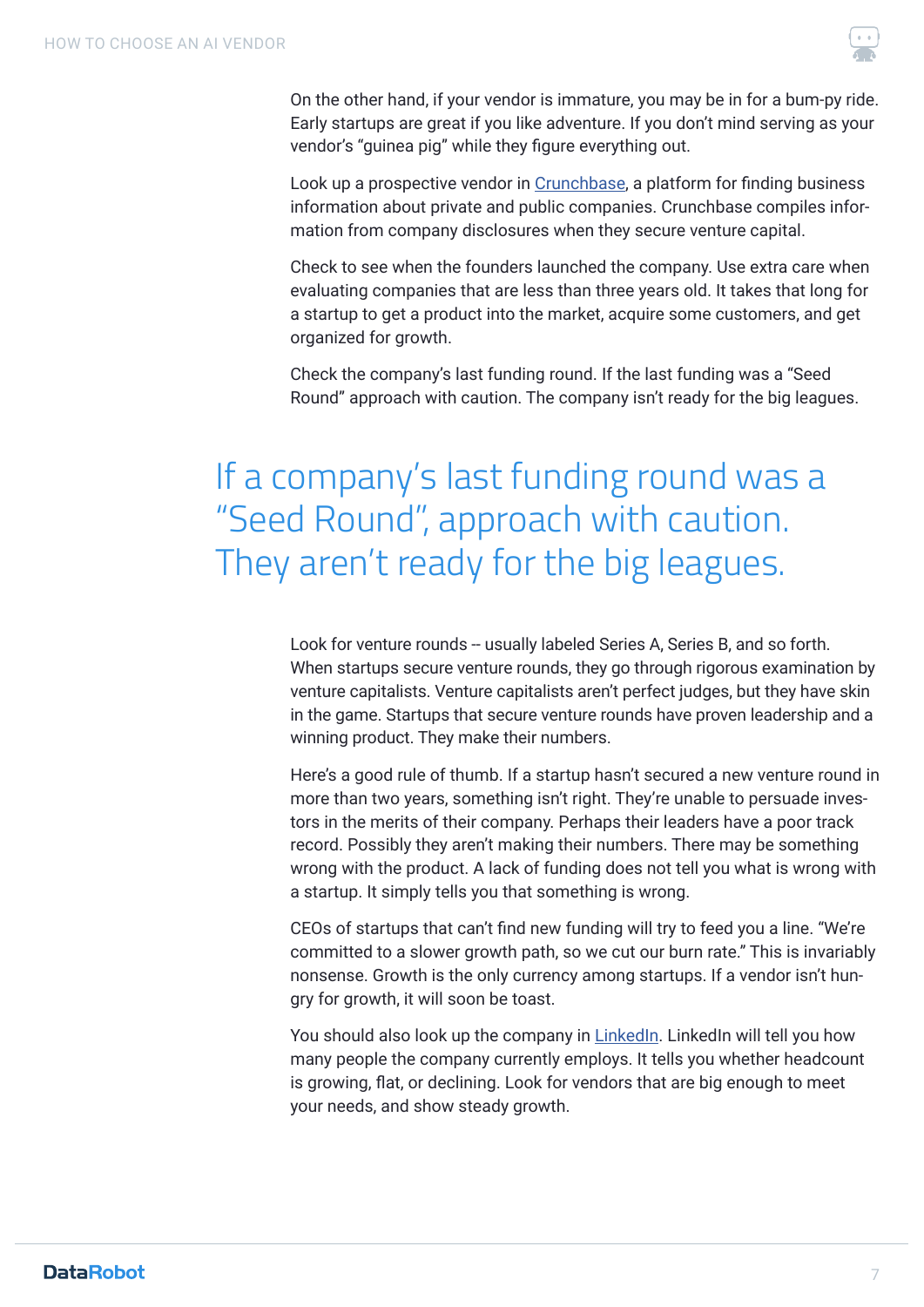On the other hand, if your vendor is immature, you may be in for a bum-py ride. Early startups are great if you like adventure. If you don't mind serving as your vendor's "guinea pig" while they figure everything out.

Look up a prospective vendor in [Crunchbase](), a platform for finding business information about private and public companies. Crunchbase compiles information from company disclosures when they secure venture capital.

Check to see when the founders launched the company. Use extra care when evaluating companies that are less than three years old. It takes that long for a startup to get a product into the market, acquire some customers, and get organized for growth.

Check the company's last funding round. If the last funding was a "Seed Round" approach with caution. The company isn't ready for the big leagues.

> If a company's last funding round was a "Seed Round", approach with caution. They aren't ready for the big leagues.

Look for venture rounds -- usually labeled Series A, Series B, and so forth. When startups secure venture rounds, they go through rigorous examination by venture capitalists. Venture capitalists aren't perfect judges, but they have skin in the game. Startups that secure venture rounds have proven leadership and a winning product. They make their numbers.

Here's a good rule of thumb. If a startup hasn't secured a new venture round in more than two years, something isn't right. They're unable to persuade investors in the merits of their company. Perhaps their leaders have a poor track record. Possibly they aren't making their numbers. There may be something wrong with the product. A lack of funding does not tell you what is wrong with a startup. It simply tells you that something is wrong.

CEOs of startups that can't find new funding will try to feed you a line. "We're committed to a slower growth path, so we cut our burn rate." This is invariably nonsense. Growth is the only currency among startups. If a vendor isn't hungry for growth, it will soon be toast.

You should also look up the company in [LinkedIn](). LinkedIn will tell you how many people the company currently employs. It tells you whether headcount is growing, flat, or declining. Look for vendors that are big enough to meet your needs, and show steady growth.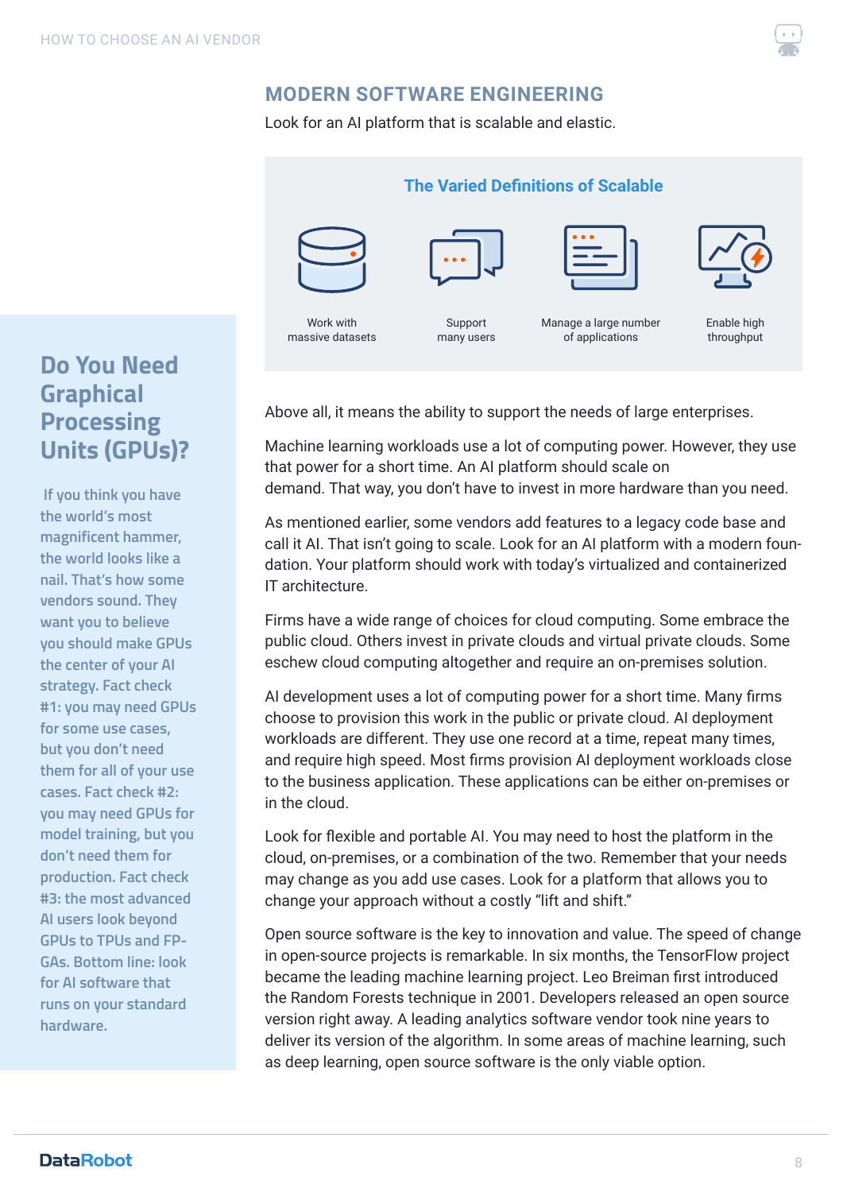## MODERN SOFTWARE ENGINEERING

Look for an AI platform that is scalable and elastic.

### The Varied Definitions of Scalable

- Work with massive datasets
- Support many users
- Manage a large number of applications
- Enable high throughput

Above all, it means the ability to support the needs of large enterprises.

Machine learning workloads use a lot of computing power. However, they use that power for a short time. An AI platform should scale on demand. That way, you don't have to invest in more hardware than you need.

As mentioned earlier, some vendors add features to a legacy code base and call it AI. That isn't going to scale. Look for an AI platform with a modern foundation. Your platform should work with today's virtualized and containerized IT architecture.

Firms have a wide range of choices for cloud computing. Some embrace the public cloud. Others invest in private clouds and virtual private clouds. Some eschew cloud computing altogether and require an on-premises solution.

AI development uses a lot of computing power for a short time. Many firms choose to provision this work in the public or private cloud. AI deployment workloads are different. They use one record at a time, repeat many times, and require high speed. Most firms provision AI deployment workloads close to the business application. These applications can be either on-premises or in the cloud.

Look for flexible and portable AI. You may need to host the platform in the cloud, on-premises, or a combination of the two. Remember that your needs may change as you add use cases. Look for a platform that allows you to change your approach without a costly "lift and shift."

Open source software is the key to innovation and value. The speed of change in open-source projects is remarkable. In six months, the TensorFlow project became the leading machine learning project. Leo Breiman first introduced the Random Forests technique in 2001. Developers released an open source version right away. A leading analytics software vendor took nine years to deliver its version of the algorithm. In some areas of machine learning, such as deep learning, open source software is the only viable option.

## Do You Need Graphical Processing Units (GPUs)?

If you think you have the world's most magnificent hammer, the world looks like a nail. That's how some vendors sound. They want you to believe you should make GPUs the center of your AI strategy. Fact check #1: you may need GPUs for some use cases, but you don't need them for all of your use cases. Fact check #2: you may need GPUs for model training, but you don't need them for production. Fact check #3: the most advanced AI users look beyond GPUs to TPUs and FPGAs. Bottom line: look for AI software that runs on your standard hardware.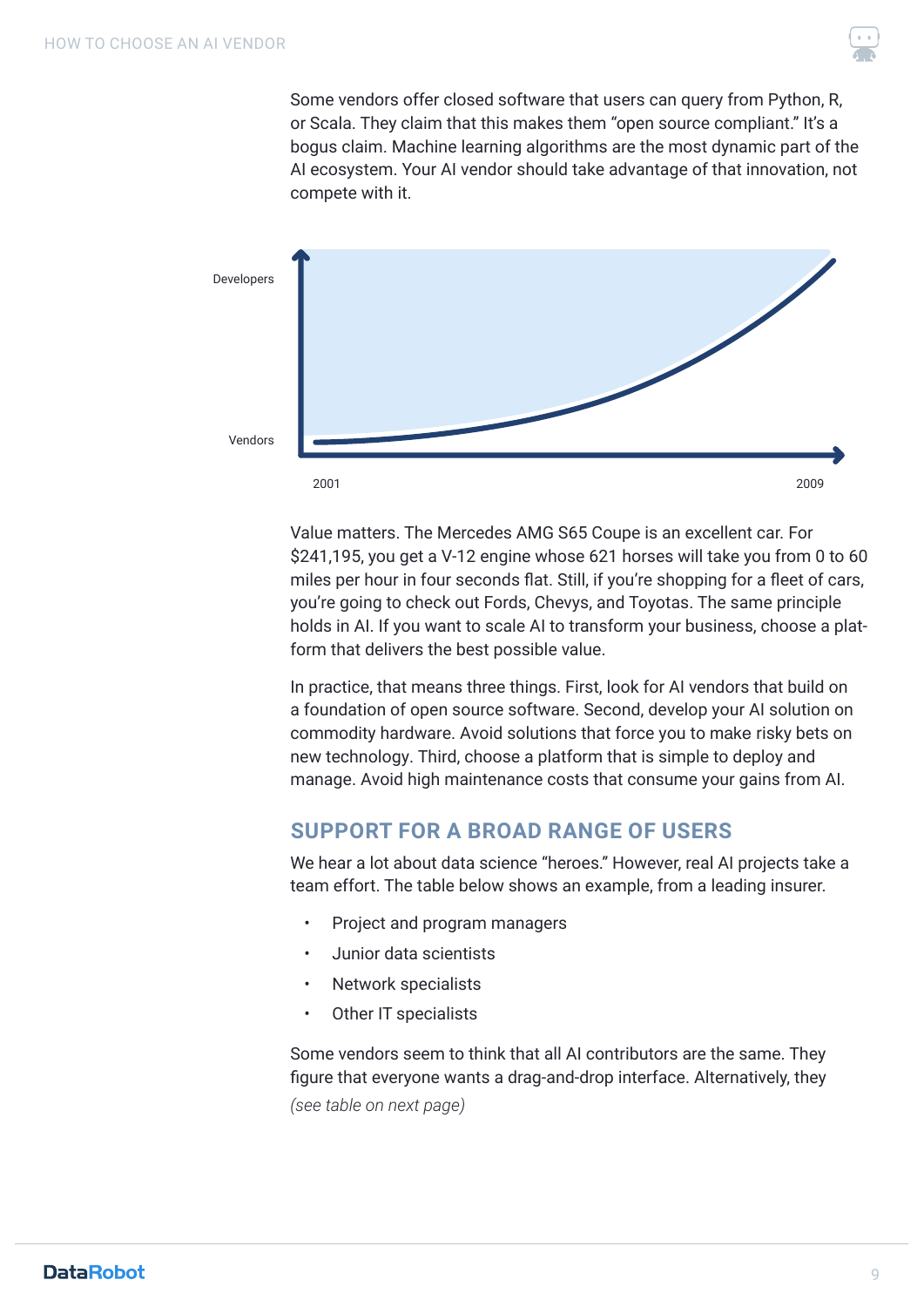Some vendors offer closed software that users can query from Python, R, or Scala. They claim that this makes them "open source compliant." It's a bogus claim. Machine learning algorithms are the most dynamic part of the AI ecosystem. Your AI vendor should take advantage of that innovation, not compete with it.

Developers

Vendors

2001

2009

Value matters. The Mercedes AMG S65 Coupe is an excellent car. For $241,195, you get a V-12 engine whose 621 horses will take you from 0 to 60 miles per hour in four seconds flat. Still, if you're shopping for a fleet of cars, you're going to check out Fords, Chevys, and Toyotas. The same principle holds in AI. If you want to scale AI to transform your business, choose a platform that delivers the best possible value.

In practice, that means three things. First, look for AI vendors that build on a foundation of open source software. Second, develop your AI solution on commodity hardware. Avoid solutions that force you to make risky bets on new technology. Third, choose a platform that is simple to deploy and manage. Avoid high maintenance costs that consume your gains from AI.

## SUPPORT FOR A BROAD RANGE OF USERS

We hear a lot about data science "heroes." However, real AI projects take a team effort. The table below shows an example, from a leading insurer.

- Project and program managers
- Junior data scientists
- Network specialists
- Other IT specialists

Some vendors seem to think that all AI contributors are the same. They figure that everyone wants a drag-and-drop interface. Alternatively, they

*(see table on next page)*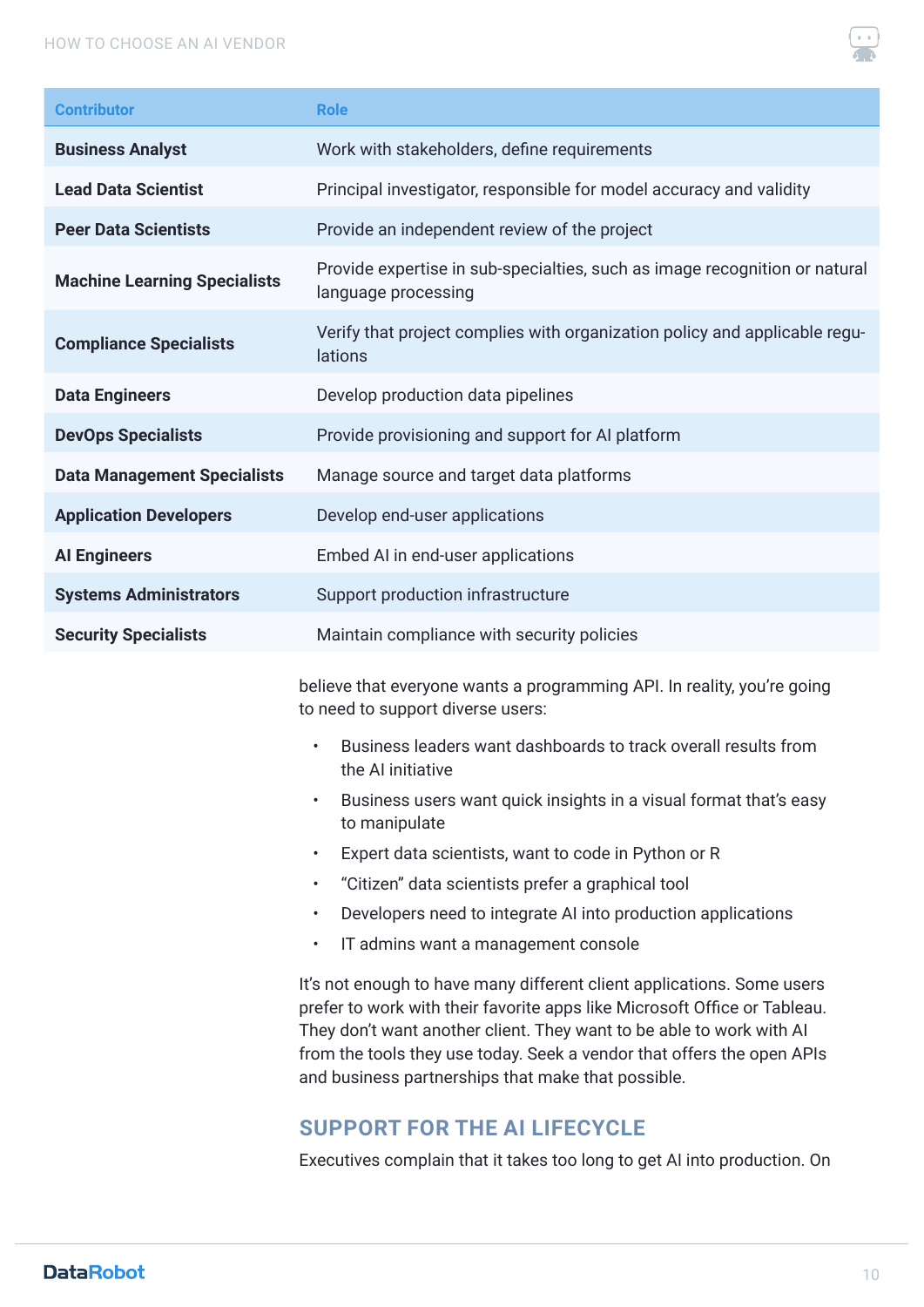| Contributor | Role |
|---|---|
| **Business Analyst** | Work with stakeholders, define requirements |
| **Lead Data Scientist** | Principal investigator, responsible for model accuracy and validity |
| **Peer Data Scientists** | Provide an independent review of the project |
| **Machine Learning Specialists** | Provide expertise in sub-specialties, such as image recognition or natural language processing |
| **Compliance Specialists** | Verify that project complies with organization policy and applicable regulations |
| **Data Engineers** | Develop production data pipelines |
| **DevOps Specialists** | Provide provisioning and support for AI platform |
| **Data Management Specialists** | Manage source and target data platforms |
| **Application Developers** | Develop end-user applications |
| **AI Engineers** | Embed AI in end-user applications |
| **Systems Administrators** | Support production infrastructure |
| **Security Specialists** | Maintain compliance with security policies |

believe that everyone wants a programming API. In reality, you're going to need to support diverse users:

- Business leaders want dashboards to track overall results from the AI initiative
- Business users want quick insights in a visual format that's easy to manipulate
- Expert data scientists, want to code in Python or R
- "Citizen" data scientists prefer a graphical tool
- Developers need to integrate AI into production applications
- IT admins want a management console

It's not enough to have many different client applications. Some users prefer to work with their favorite apps like Microsoft Office or Tableau. They don't want another client. They want to be able to work with AI from the tools they use today. Seek a vendor that offers the open APIs and business partnerships that make that possible.

## SUPPORT FOR THE AI LIFECYCLE

Executives complain that it takes too long to get AI into production. On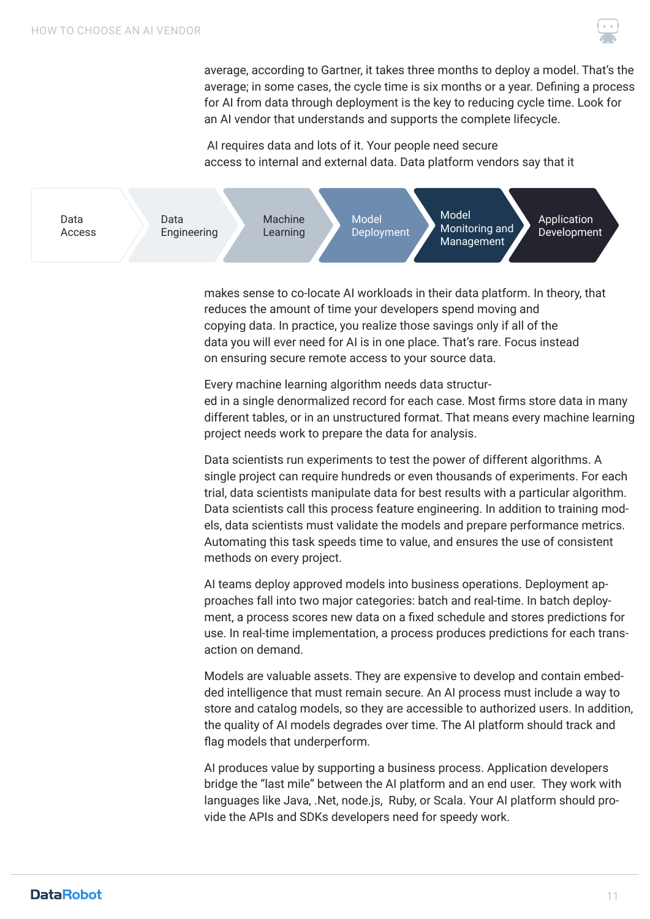average, according to Gartner, it takes three months to deploy a model. That's the average; in some cases, the cycle time is six months or a year. Defining a process for AI from data through deployment is the key to reducing cycle time. Look for an AI vendor that understands and supports the complete lifecycle.

AI requires data and lots of it. Your people need secure access to internal and external data. Data platform vendors say that it

Data Access → Data Engineering → Machine Learning → Model Deployment → Model Monitoring and Management → Application Development

makes sense to co-locate AI workloads in their data platform. In theory, that reduces the amount of time your developers spend moving and copying data. In practice, you realize those savings only if all of the data you will ever need for AI is in one place. That's rare. Focus instead on ensuring secure remote access to your source data.

Every machine learning algorithm needs data structured in a single denormalized record for each case. Most firms store data in many different tables, or in an unstructured format. That means every machine learning project needs work to prepare the data for analysis.

Data scientists run experiments to test the power of different algorithms. A single project can require hundreds or even thousands of experiments. For each trial, data scientists manipulate data for best results with a particular algorithm. Data scientists call this process feature engineering. In addition to training models, data scientists must validate the models and prepare performance metrics. Automating this task speeds time to value, and ensures the use of consistent methods on every project.

AI teams deploy approved models into business operations. Deployment approaches fall into two major categories: batch and real-time. In batch deployment, a process scores new data on a fixed schedule and stores predictions for use. In real-time implementation, a process produces predictions for each transaction on demand.

Models are valuable assets. They are expensive to develop and contain embedded intelligence that must remain secure. An AI process must include a way to store and catalog models, so they are accessible to authorized users. In addition, the quality of AI models degrades over time. The AI platform should track and flag models that underperform.

AI produces value by supporting a business process. Application developers bridge the "last mile" between the AI platform and an end user. They work with languages like Java, .Net, node.js, Ruby, or Scala. Your AI platform should provide the APIs and SDKs developers need for speedy work.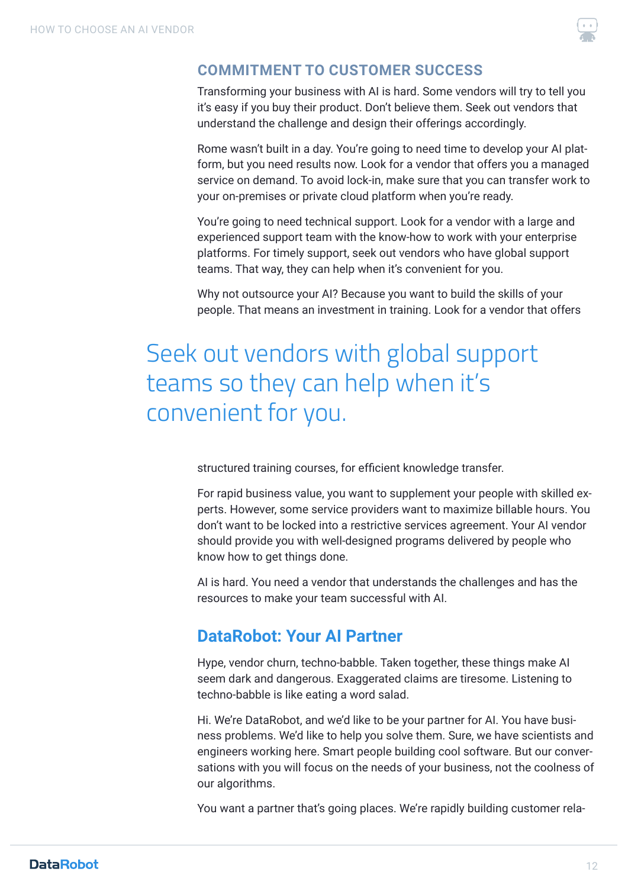## COMMITMENT TO CUSTOMER SUCCESS

Transforming your business with AI is hard. Some vendors will try to tell you it's easy if you buy their product. Don't believe them. Seek out vendors that understand the challenge and design their offerings accordingly.

Rome wasn't built in a day. You're going to need time to develop your AI platform, but you need results now. Look for a vendor that offers you a managed service on demand. To avoid lock-in, make sure that you can transfer work to your on-premises or private cloud platform when you're ready.

You're going to need technical support. Look for a vendor with a large and experienced support team with the know-how to work with your enterprise platforms. For timely support, seek out vendors who have global support teams. That way, they can help when it's convenient for you.

Why not outsource your AI? Because you want to build the skills of your people. That means an investment in training. Look for a vendor that offers structured training courses, for efficient knowledge transfer.

> Seek out vendors with global support teams so they can help when it's convenient for you.

For rapid business value, you want to supplement your people with skilled experts. However, some service providers want to maximize billable hours. You don't want to be locked into a restrictive services agreement. Your AI vendor should provide you with well-designed programs delivered by people who know how to get things done.

AI is hard. You need a vendor that understands the challenges and has the resources to make your team successful with AI.

## DataRobot: Your AI Partner

Hype, vendor churn, techno-babble. Taken together, these things make AI seem dark and dangerous. Exaggerated claims are tiresome. Listening to techno-babble is like eating a word salad.

Hi. We're DataRobot, and we'd like to be your partner for AI. You have business problems. We'd like to help you solve them. Sure, we have scientists and engineers working here. Smart people building cool software. But our conversations with you will focus on the needs of your business, not the coolness of our algorithms.

You want a partner that's going places. We're rapidly building customer rela-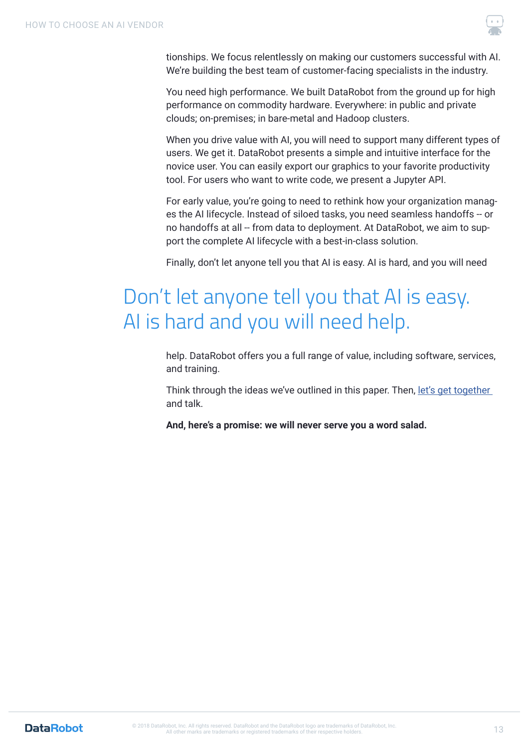tionships. We focus relentlessly on making our customers successful with AI. We're building the best team of customer-facing specialists in the industry.

You need high performance. We built DataRobot from the ground up for high performance on commodity hardware. Everywhere: in public and private clouds; on-premises; in bare-metal and Hadoop clusters.

When you drive value with AI, you will need to support many different types of users. We get it. DataRobot presents a simple and intuitive interface for the novice user. You can easily export our graphics to your favorite productivity tool. For users who want to write code, we present a Jupyter API.

For early value, you're going to need to rethink how your organization manages the AI lifecycle. Instead of siloed tasks, you need seamless handoffs -- or no handoffs at all -- from data to deployment. At DataRobot, we aim to support the complete AI lifecycle with a best-in-class solution.

Finally, don't let anyone tell you that AI is easy. AI is hard, and you will need help. DataRobot offers you a full range of value, including software, services, and training.

> Don't let anyone tell you that AI is easy. AI is hard and you will need help.

Think through the ideas we've outlined in this paper. Then, [let's get together](#) and talk.

**And, here's a promise: we will never serve you a word salad.**